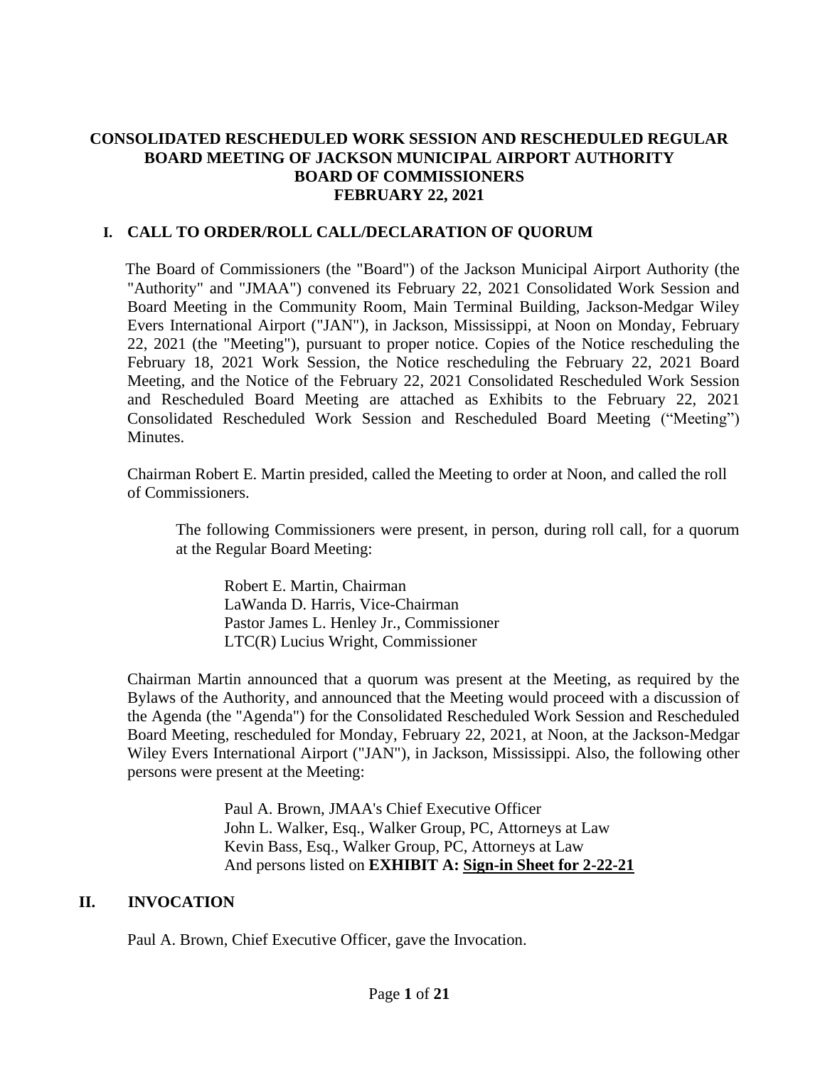# CONSOLIDATED RESCHEDULED WORK SESSION AND RESCHEDULED REGULAR BOARD MEETING OF JACKSON MUNICIPAL AIRPORT AUTHORITY BOARD OF COMMISSIONERS FEBRUARY 22, 2021

## I. CALL TO ORDER/ROLL CALL/DECLARATION OF QUORUM

The Board of Commissioners (the "Board") of the Jackson Municipal Airport Authority (the "Authority" and "JMAA") convened its February 22, 2021 Consolidated Work Session and Board Meeting in the Community Room, Main Terminal Building, Jackson-Medgar Wiley Evers International Airport ("JAN"), in Jackson, Mississippi, at Noon on Monday, February 22, 2021 (the "Meeting"), pursuant to proper notice. Copies of the Notice rescheduling the February 18, 2021 Work Session, the Notice rescheduling the February 22, 2021 Board Meeting, and the Notice of the February 22, 2021 Consolidated Rescheduled Work Session and Rescheduled Board Meeting are attached as Exhibits to the February 22, 2021 Consolidated Rescheduled Work Session and Rescheduled Board Meeting ("Meeting") Minutes.

Chairman Robert E. Martin presided, called the Meeting to order at Noon, and called the roll of Commissioners.

The following Commissioners were present, in person, during roll call, for a quorum at the Regular Board Meeting:

Robert E. Martin, Chairman
LaWanda D. Harris, Vice-Chairman
Pastor James L. Henley Jr., Commissioner
LTC(R) Lucius Wright, Commissioner

Chairman Martin announced that a quorum was present at the Meeting, as required by the Bylaws of the Authority, and announced that the Meeting would proceed with a discussion of the Agenda (the "Agenda") for the Consolidated Rescheduled Work Session and Rescheduled Board Meeting, rescheduled for Monday, February 22, 2021, at Noon, at the Jackson-Medgar Wiley Evers International Airport ("JAN"), in Jackson, Mississippi. Also, the following other persons were present at the Meeting:

Paul A. Brown, JMAA's Chief Executive Officer
John L. Walker, Esq., Walker Group, PC, Attorneys at Law
Kevin Bass, Esq., Walker Group, PC, Attorneys at Law
And persons listed on **EXHIBIT A: Sign-in Sheet for 2-22-21**

## II. INVOCATION

Paul A. Brown, Chief Executive Officer, gave the Invocation.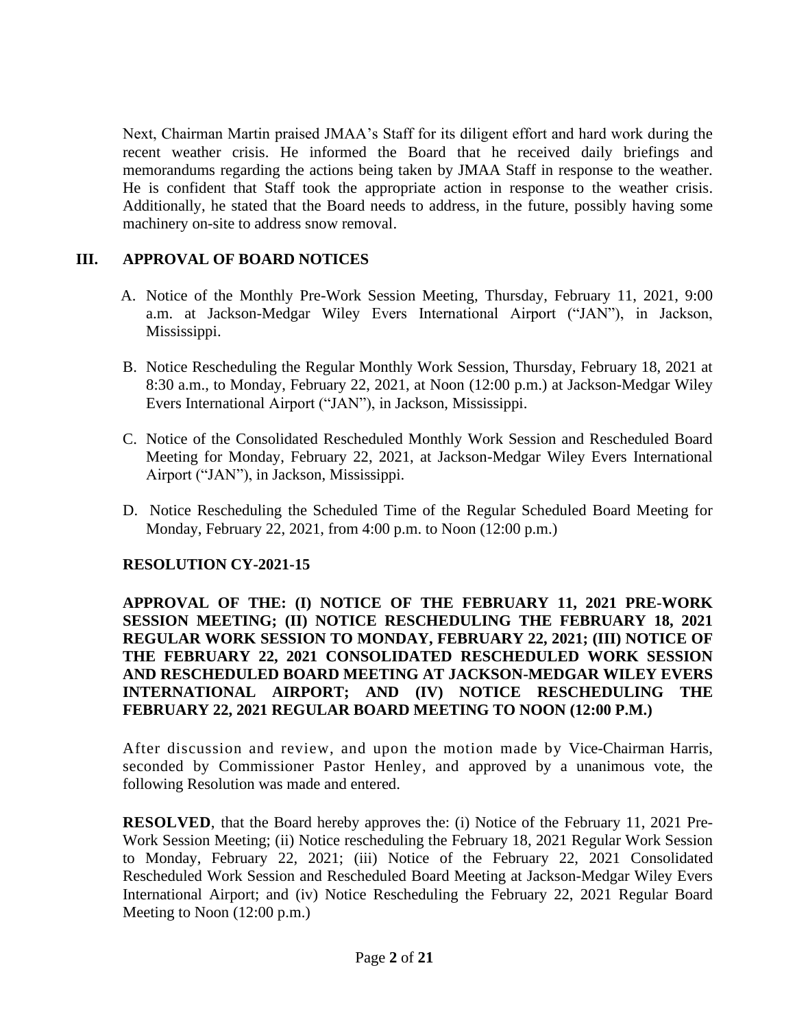Next, Chairman Martin praised JMAA's Staff for its diligent effort and hard work during the recent weather crisis. He informed the Board that he received daily briefings and memorandums regarding the actions being taken by JMAA Staff in response to the weather. He is confident that Staff took the appropriate action in response to the weather crisis. Additionally, he stated that the Board needs to address, in the future, possibly having some machinery on-site to address snow removal.

## III. APPROVAL OF BOARD NOTICES

A. Notice of the Monthly Pre-Work Session Meeting, Thursday, February 11, 2021, 9:00 a.m. at Jackson-Medgar Wiley Evers International Airport ("JAN"), in Jackson, Mississippi.

B. Notice Rescheduling the Regular Monthly Work Session, Thursday, February 18, 2021 at 8:30 a.m., to Monday, February 22, 2021, at Noon (12:00 p.m.) at Jackson-Medgar Wiley Evers International Airport ("JAN"), in Jackson, Mississippi.

C. Notice of the Consolidated Rescheduled Monthly Work Session and Rescheduled Board Meeting for Monday, February 22, 2021, at Jackson-Medgar Wiley Evers International Airport ("JAN"), in Jackson, Mississippi.

D. Notice Rescheduling the Scheduled Time of the Regular Scheduled Board Meeting for Monday, February 22, 2021, from 4:00 p.m. to Noon (12:00 p.m.)

**RESOLUTION CY-2021-15**

**APPROVAL OF THE: (I) NOTICE OF THE FEBRUARY 11, 2021 PRE-WORK SESSION MEETING; (II) NOTICE RESCHEDULING THE FEBRUARY 18, 2021 REGULAR WORK SESSION TO MONDAY, FEBRUARY 22, 2021; (III) NOTICE OF THE FEBRUARY 22, 2021 CONSOLIDATED RESCHEDULED WORK SESSION AND RESCHEDULED BOARD MEETING AT JACKSON-MEDGAR WILEY EVERS INTERNATIONAL AIRPORT; AND (IV) NOTICE RESCHEDULING THE FEBRUARY 22, 2021 REGULAR BOARD MEETING TO NOON (12:00 P.M.)**

After discussion and review, and upon the motion made by Vice-Chairman Harris, seconded by Commissioner Pastor Henley, and approved by a unanimous vote, the following Resolution was made and entered.

**RESOLVED**, that the Board hereby approves the: (i) Notice of the February 11, 2021 Pre-Work Session Meeting; (ii) Notice rescheduling the February 18, 2021 Regular Work Session to Monday, February 22, 2021; (iii) Notice of the February 22, 2021 Consolidated Rescheduled Work Session and Rescheduled Board Meeting at Jackson-Medgar Wiley Evers International Airport; and (iv) Notice Rescheduling the February 22, 2021 Regular Board Meeting to Noon (12:00 p.m.)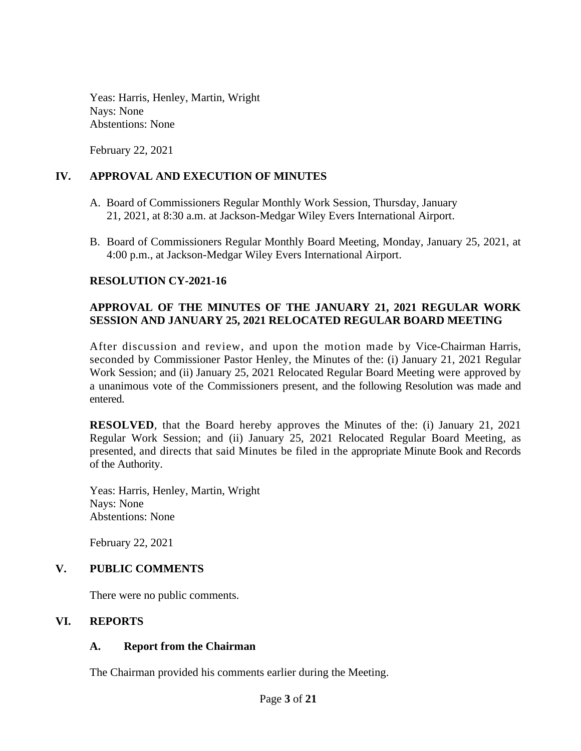Yeas: Harris, Henley, Martin, Wright
Nays: None
Abstentions: None

February 22, 2021

## IV. APPROVAL AND EXECUTION OF MINUTES

A. Board of Commissioners Regular Monthly Work Session, Thursday, January 21, 2021, at 8:30 a.m. at Jackson-Medgar Wiley Evers International Airport.

B. Board of Commissioners Regular Monthly Board Meeting, Monday, January 25, 2021, at 4:00 p.m., at Jackson-Medgar Wiley Evers International Airport.

**RESOLUTION CY-2021-16**

**APPROVAL OF THE MINUTES OF THE JANUARY 21, 2021 REGULAR WORK SESSION AND JANUARY 25, 2021 RELOCATED REGULAR BOARD MEETING**

After discussion and review, and upon the motion made by Vice-Chairman Harris, seconded by Commissioner Pastor Henley, the Minutes of the: (i) January 21, 2021 Regular Work Session; and (ii) January 25, 2021 Relocated Regular Board Meeting were approved by a unanimous vote of the Commissioners present, and the following Resolution was made and entered.

**RESOLVED**, that the Board hereby approves the Minutes of the: (i) January 21, 2021 Regular Work Session; and (ii) January 25, 2021 Relocated Regular Board Meeting, as presented, and directs that said Minutes be filed in the appropriate Minute Book and Records of the Authority.

Yeas: Harris, Henley, Martin, Wright
Nays: None
Abstentions: None

February 22, 2021

## V. PUBLIC COMMENTS

There were no public comments.

## VI. REPORTS

### A. Report from the Chairman

The Chairman provided his comments earlier during the Meeting.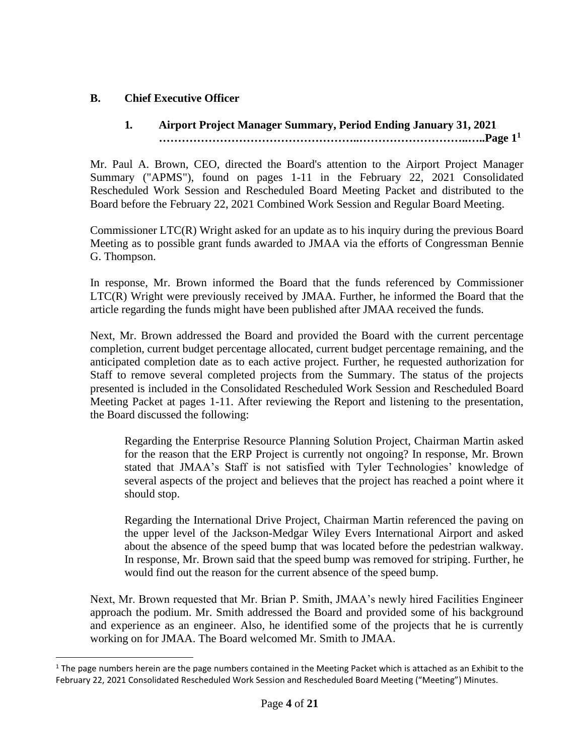## B. Chief Executive Officer

### 1. Airport Project Manager Summary, Period Ending January 31, 2021 …………………………………………..…………………………..…..Page 1[1]

Mr. Paul A. Brown, CEO, directed the Board's attention to the Airport Project Manager Summary ("APMS"), found on pages 1-11 in the February 22, 2021 Consolidated Rescheduled Work Session and Rescheduled Board Meeting Packet and distributed to the Board before the February 22, 2021 Combined Work Session and Regular Board Meeting.

Commissioner LTC(R) Wright asked for an update as to his inquiry during the previous Board Meeting as to possible grant funds awarded to JMAA via the efforts of Congressman Bennie G. Thompson.

In response, Mr. Brown informed the Board that the funds referenced by Commissioner LTC(R) Wright were previously received by JMAA. Further, he informed the Board that the article regarding the funds might have been published after JMAA received the funds.

Next, Mr. Brown addressed the Board and provided the Board with the current percentage completion, current budget percentage allocated, current budget percentage remaining, and the anticipated completion date as to each active project. Further, he requested authorization for Staff to remove several completed projects from the Summary. The status of the projects presented is included in the Consolidated Rescheduled Work Session and Rescheduled Board Meeting Packet at pages 1-11. After reviewing the Report and listening to the presentation, the Board discussed the following:

> Regarding the Enterprise Resource Planning Solution Project, Chairman Martin asked for the reason that the ERP Project is currently not ongoing? In response, Mr. Brown stated that JMAA's Staff is not satisfied with Tyler Technologies' knowledge of several aspects of the project and believes that the project has reached a point where it should stop.
>
> Regarding the International Drive Project, Chairman Martin referenced the paving on the upper level of the Jackson-Medgar Wiley Evers International Airport and asked about the absence of the speed bump that was located before the pedestrian walkway. In response, Mr. Brown said that the speed bump was removed for striping. Further, he would find out the reason for the current absence of the speed bump.

Next, Mr. Brown requested that Mr. Brian P. Smith, JMAA's newly hired Facilities Engineer approach the podium. Mr. Smith addressed the Board and provided some of his background and experience as an engineer. Also, he identified some of the projects that he is currently working on for JMAA. The Board welcomed Mr. Smith to JMAA.

---

[1] The page numbers herein are the page numbers contained in the Meeting Packet which is attached as an Exhibit to the February 22, 2021 Consolidated Rescheduled Work Session and Rescheduled Board Meeting ("Meeting") Minutes.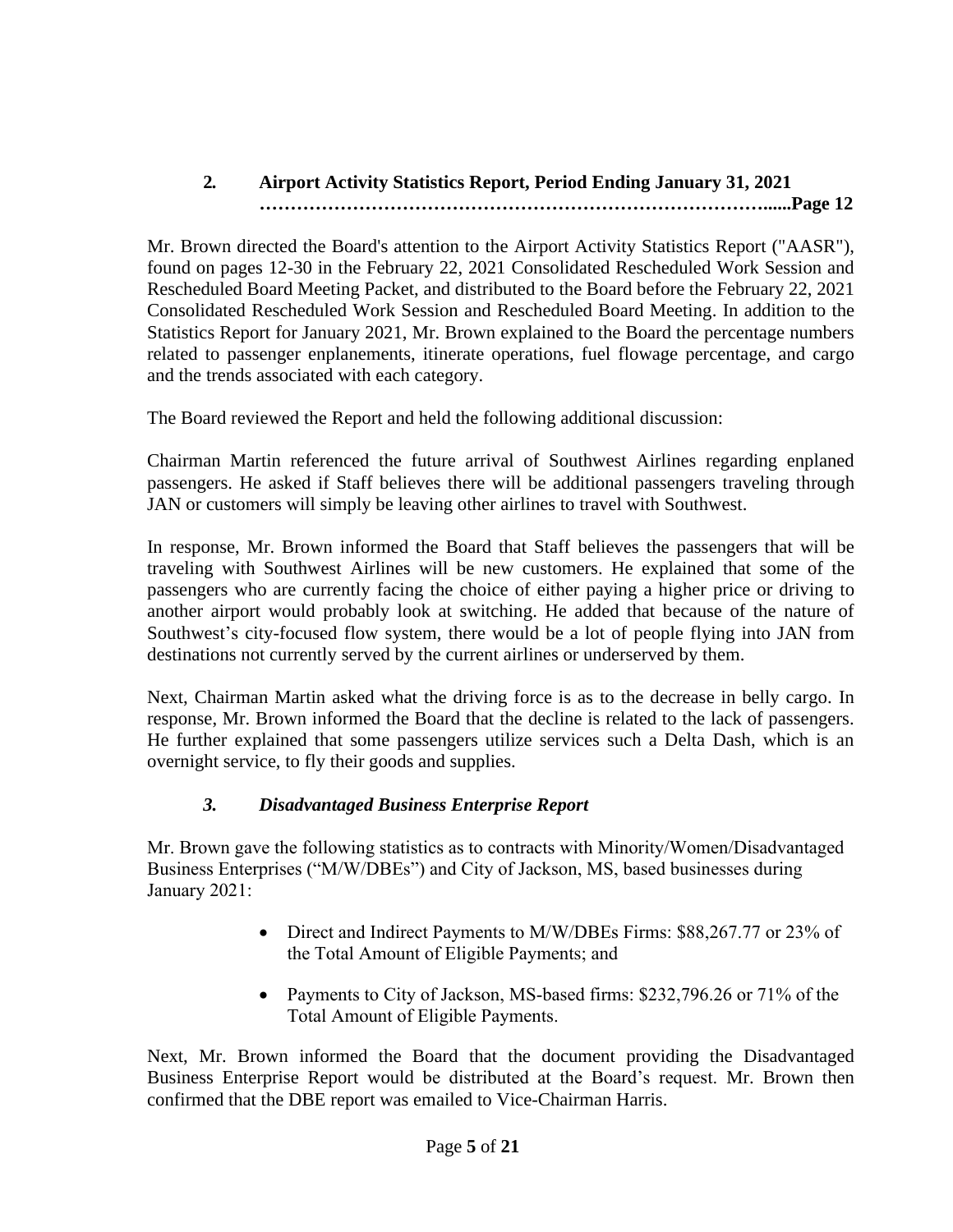## 2. Airport Activity Statistics Report, Period Ending January 31, 2021 ……………………………………………………………………......Page 12

Mr. Brown directed the Board's attention to the Airport Activity Statistics Report ("AASR"), found on pages 12-30 in the February 22, 2021 Consolidated Rescheduled Work Session and Rescheduled Board Meeting Packet, and distributed to the Board before the February 22, 2021 Consolidated Rescheduled Work Session and Rescheduled Board Meeting. In addition to the Statistics Report for January 2021, Mr. Brown explained to the Board the percentage numbers related to passenger enplanements, itinerate operations, fuel flowage percentage, and cargo and the trends associated with each category.

The Board reviewed the Report and held the following additional discussion:

Chairman Martin referenced the future arrival of Southwest Airlines regarding enplaned passengers. He asked if Staff believes there will be additional passengers traveling through JAN or customers will simply be leaving other airlines to travel with Southwest.

In response, Mr. Brown informed the Board that Staff believes the passengers that will be traveling with Southwest Airlines will be new customers. He explained that some of the passengers who are currently facing the choice of either paying a higher price or driving to another airport would probably look at switching. He added that because of the nature of Southwest's city-focused flow system, there would be a lot of people flying into JAN from destinations not currently served by the current airlines or underserved by them.

Next, Chairman Martin asked what the driving force is as to the decrease in belly cargo. In response, Mr. Brown informed the Board that the decline is related to the lack of passengers. He further explained that some passengers utilize services such a Delta Dash, which is an overnight service, to fly their goods and supplies.

## *3. Disadvantaged Business Enterprise Report*

Mr. Brown gave the following statistics as to contracts with Minority/Women/Disadvantaged Business Enterprises ("M/W/DBEs") and City of Jackson, MS, based businesses during January 2021:

- Direct and Indirect Payments to M/W/DBEs Firms: $88,267.77 or 23% of the Total Amount of Eligible Payments; and
- Payments to City of Jackson, MS-based firms: $232,796.26 or 71% of the Total Amount of Eligible Payments.

Next, Mr. Brown informed the Board that the document providing the Disadvantaged Business Enterprise Report would be distributed at the Board's request. Mr. Brown then confirmed that the DBE report was emailed to Vice-Chairman Harris.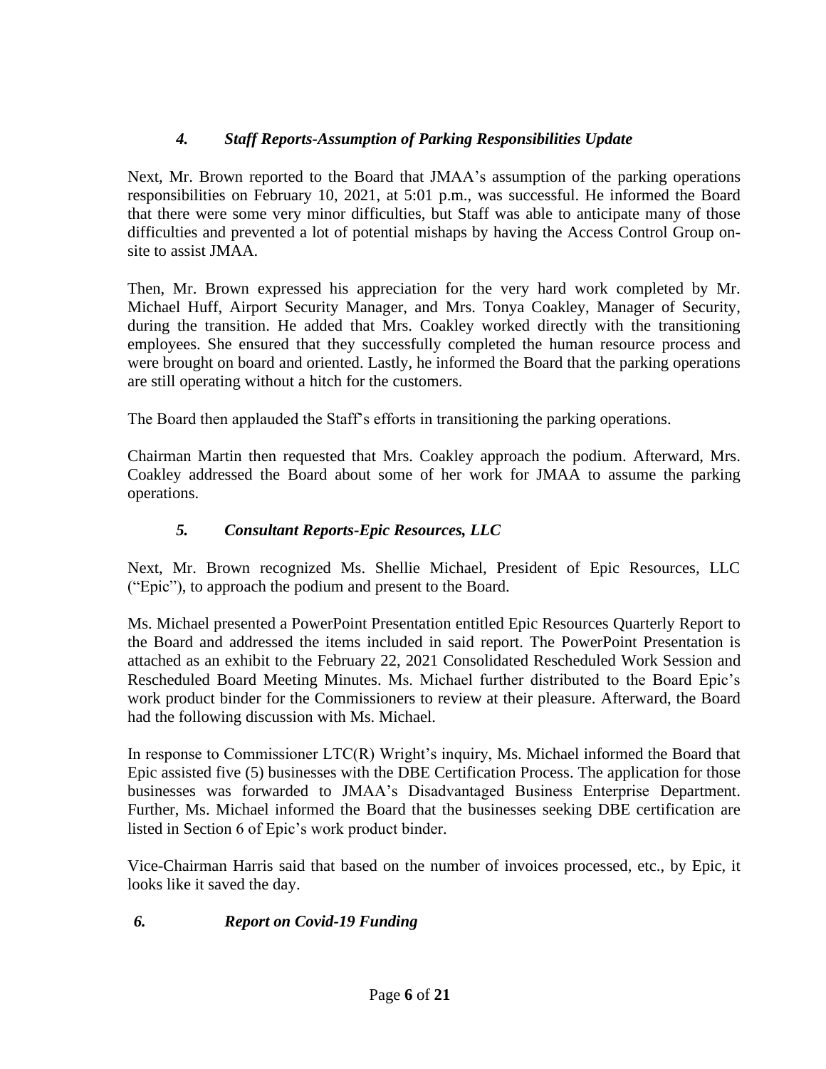### *4. Staff Reports-Assumption of Parking Responsibilities Update*

Next, Mr. Brown reported to the Board that JMAA's assumption of the parking operations responsibilities on February 10, 2021, at 5:01 p.m., was successful. He informed the Board that there were some very minor difficulties, but Staff was able to anticipate many of those difficulties and prevented a lot of potential mishaps by having the Access Control Group on-site to assist JMAA.

Then, Mr. Brown expressed his appreciation for the very hard work completed by Mr. Michael Huff, Airport Security Manager, and Mrs. Tonya Coakley, Manager of Security, during the transition. He added that Mrs. Coakley worked directly with the transitioning employees. She ensured that they successfully completed the human resource process and were brought on board and oriented. Lastly, he informed the Board that the parking operations are still operating without a hitch for the customers.

The Board then applauded the Staff's efforts in transitioning the parking operations.

Chairman Martin then requested that Mrs. Coakley approach the podium. Afterward, Mrs. Coakley addressed the Board about some of her work for JMAA to assume the parking operations.

### *5. Consultant Reports-Epic Resources, LLC*

Next, Mr. Brown recognized Ms. Shellie Michael, President of Epic Resources, LLC ("Epic"), to approach the podium and present to the Board.

Ms. Michael presented a PowerPoint Presentation entitled Epic Resources Quarterly Report to the Board and addressed the items included in said report. The PowerPoint Presentation is attached as an exhibit to the February 22, 2021 Consolidated Rescheduled Work Session and Rescheduled Board Meeting Minutes. Ms. Michael further distributed to the Board Epic's work product binder for the Commissioners to review at their pleasure. Afterward, the Board had the following discussion with Ms. Michael.

In response to Commissioner LTC(R) Wright's inquiry, Ms. Michael informed the Board that Epic assisted five (5) businesses with the DBE Certification Process. The application for those businesses was forwarded to JMAA's Disadvantaged Business Enterprise Department. Further, Ms. Michael informed the Board that the businesses seeking DBE certification are listed in Section 6 of Epic's work product binder.

Vice-Chairman Harris said that based on the number of invoices processed, etc., by Epic, it looks like it saved the day.

### *6. Report on Covid-19 Funding*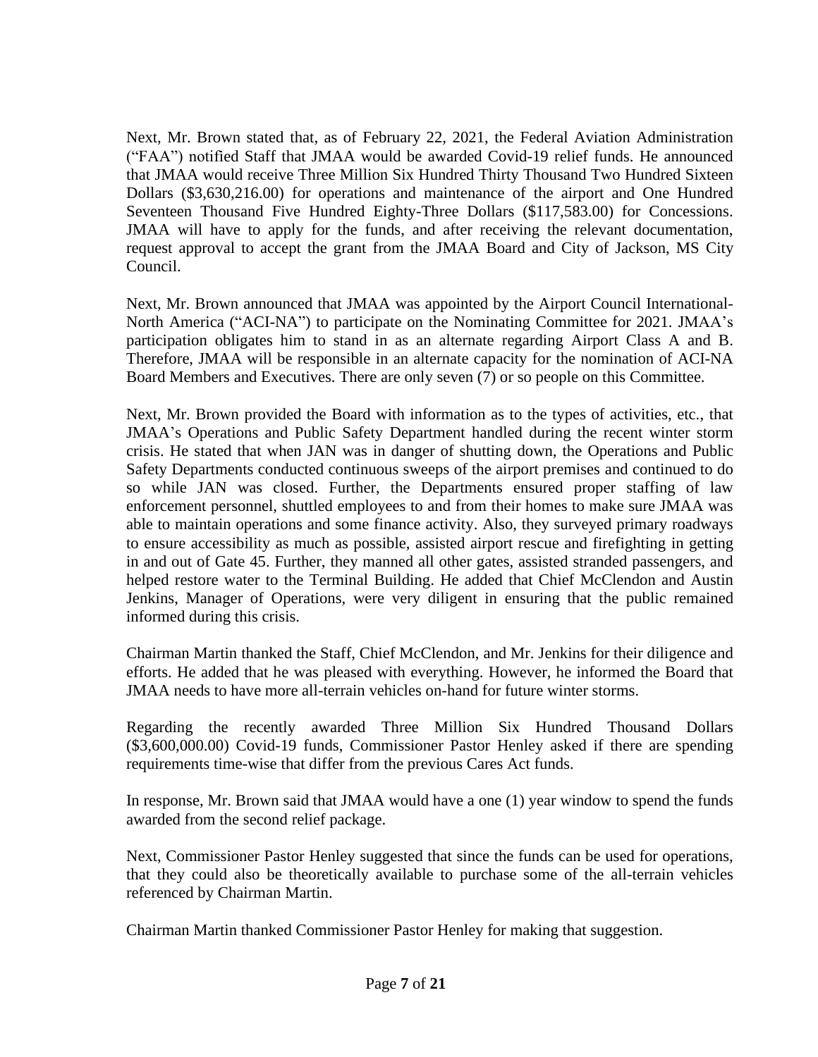Next, Mr. Brown stated that, as of February 22, 2021, the Federal Aviation Administration ("FAA") notified Staff that JMAA would be awarded Covid-19 relief funds. He announced that JMAA would receive Three Million Six Hundred Thirty Thousand Two Hundred Sixteen Dollars ($3,630,216.00) for operations and maintenance of the airport and One Hundred Seventeen Thousand Five Hundred Eighty-Three Dollars ($117,583.00) for Concessions. JMAA will have to apply for the funds, and after receiving the relevant documentation, request approval to accept the grant from the JMAA Board and City of Jackson, MS City Council.

Next, Mr. Brown announced that JMAA was appointed by the Airport Council International-North America ("ACI-NA") to participate on the Nominating Committee for 2021. JMAA's participation obligates him to stand in as an alternate regarding Airport Class A and B. Therefore, JMAA will be responsible in an alternate capacity for the nomination of ACI-NA Board Members and Executives. There are only seven (7) or so people on this Committee.

Next, Mr. Brown provided the Board with information as to the types of activities, etc., that JMAA's Operations and Public Safety Department handled during the recent winter storm crisis. He stated that when JAN was in danger of shutting down, the Operations and Public Safety Departments conducted continuous sweeps of the airport premises and continued to do so while JAN was closed. Further, the Departments ensured proper staffing of law enforcement personnel, shuttled employees to and from their homes to make sure JMAA was able to maintain operations and some finance activity. Also, they surveyed primary roadways to ensure accessibility as much as possible, assisted airport rescue and firefighting in getting in and out of Gate 45. Further, they manned all other gates, assisted stranded passengers, and helped restore water to the Terminal Building. He added that Chief McClendon and Austin Jenkins, Manager of Operations, were very diligent in ensuring that the public remained informed during this crisis.

Chairman Martin thanked the Staff, Chief McClendon, and Mr. Jenkins for their diligence and efforts. He added that he was pleased with everything. However, he informed the Board that JMAA needs to have more all-terrain vehicles on-hand for future winter storms.

Regarding the recently awarded Three Million Six Hundred Thousand Dollars ($3,600,000.00) Covid-19 funds, Commissioner Pastor Henley asked if there are spending requirements time-wise that differ from the previous Cares Act funds.

In response, Mr. Brown said that JMAA would have a one (1) year window to spend the funds awarded from the second relief package.

Next, Commissioner Pastor Henley suggested that since the funds can be used for operations, that they could also be theoretically available to purchase some of the all-terrain vehicles referenced by Chairman Martin.

Chairman Martin thanked Commissioner Pastor Henley for making that suggestion.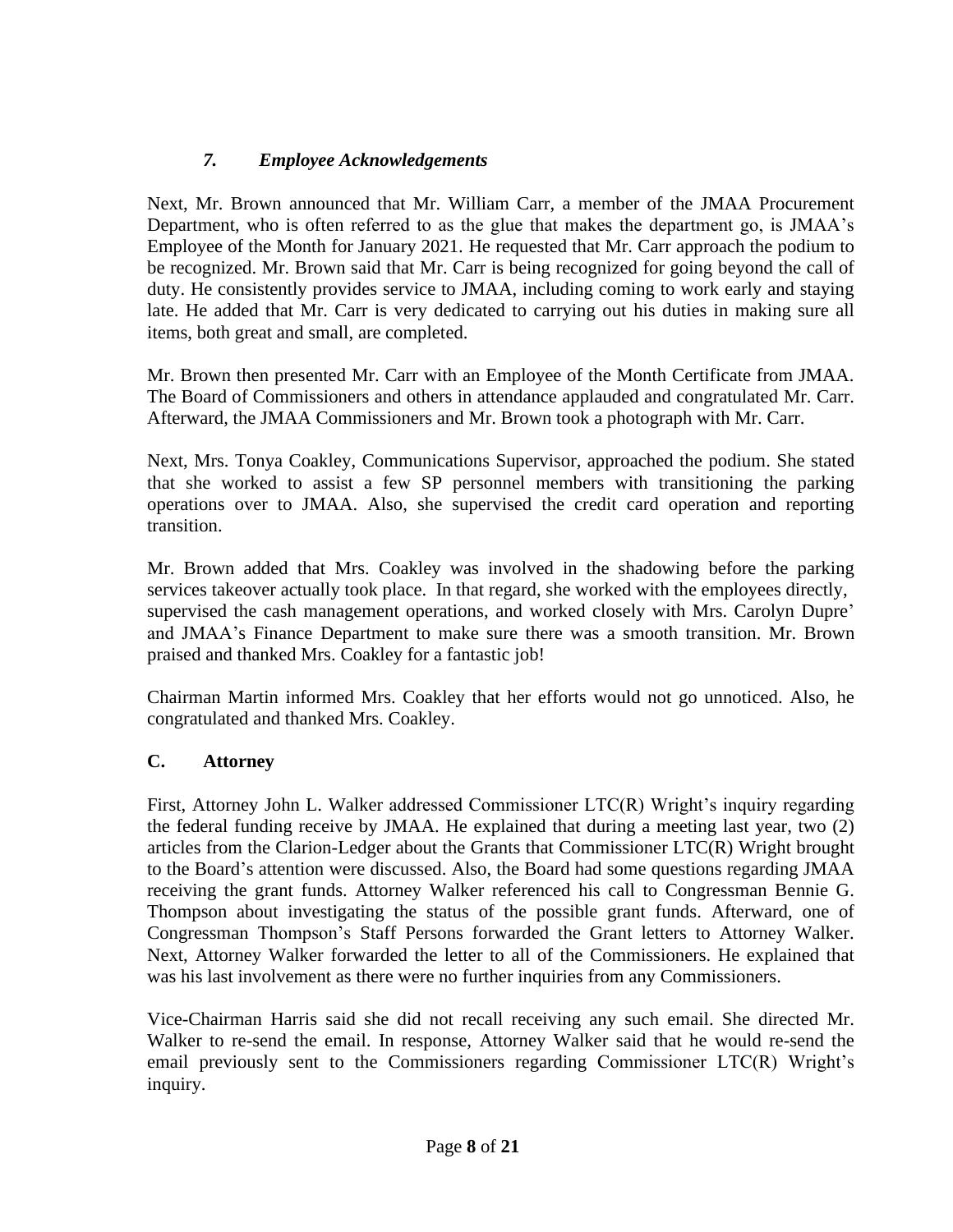### *7. Employee Acknowledgements*

Next, Mr. Brown announced that Mr. William Carr, a member of the JMAA Procurement Department, who is often referred to as the glue that makes the department go, is JMAA's Employee of the Month for January 2021. He requested that Mr. Carr approach the podium to be recognized. Mr. Brown said that Mr. Carr is being recognized for going beyond the call of duty. He consistently provides service to JMAA, including coming to work early and staying late. He added that Mr. Carr is very dedicated to carrying out his duties in making sure all items, both great and small, are completed.

Mr. Brown then presented Mr. Carr with an Employee of the Month Certificate from JMAA. The Board of Commissioners and others in attendance applauded and congratulated Mr. Carr. Afterward, the JMAA Commissioners and Mr. Brown took a photograph with Mr. Carr.

Next, Mrs. Tonya Coakley, Communications Supervisor, approached the podium. She stated that she worked to assist a few SP personnel members with transitioning the parking operations over to JMAA. Also, she supervised the credit card operation and reporting transition.

Mr. Brown added that Mrs. Coakley was involved in the shadowing before the parking services takeover actually took place. In that regard, she worked with the employees directly, supervised the cash management operations, and worked closely with Mrs. Carolyn Dupre' and JMAA's Finance Department to make sure there was a smooth transition. Mr. Brown praised and thanked Mrs. Coakley for a fantastic job!

Chairman Martin informed Mrs. Coakley that her efforts would not go unnoticed. Also, he congratulated and thanked Mrs. Coakley.

## C. Attorney

First, Attorney John L. Walker addressed Commissioner LTC(R) Wright's inquiry regarding the federal funding receive by JMAA. He explained that during a meeting last year, two (2) articles from the Clarion-Ledger about the Grants that Commissioner LTC(R) Wright brought to the Board's attention were discussed. Also, the Board had some questions regarding JMAA receiving the grant funds. Attorney Walker referenced his call to Congressman Bennie G. Thompson about investigating the status of the possible grant funds. Afterward, one of Congressman Thompson's Staff Persons forwarded the Grant letters to Attorney Walker. Next, Attorney Walker forwarded the letter to all of the Commissioners. He explained that was his last involvement as there were no further inquiries from any Commissioners.

Vice-Chairman Harris said she did not recall receiving any such email. She directed Mr. Walker to re-send the email. In response, Attorney Walker said that he would re-send the email previously sent to the Commissioners regarding Commissioner LTC(R) Wright's inquiry.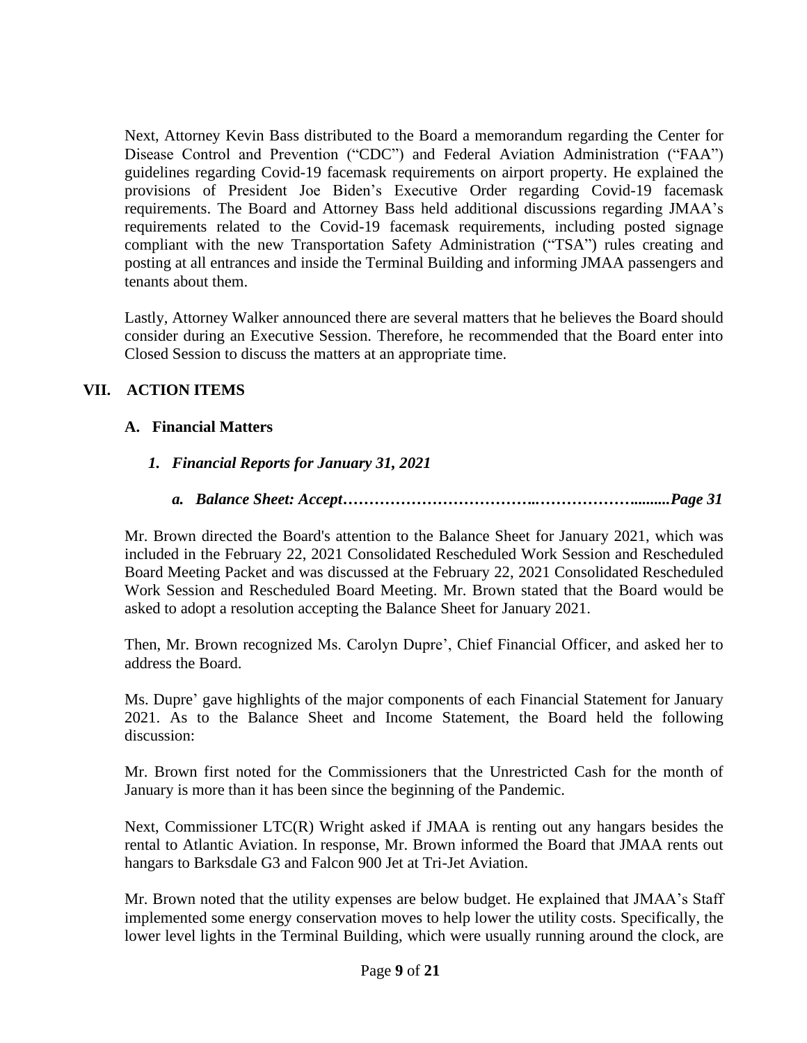Next, Attorney Kevin Bass distributed to the Board a memorandum regarding the Center for Disease Control and Prevention ("CDC") and Federal Aviation Administration ("FAA") guidelines regarding Covid-19 facemask requirements on airport property. He explained the provisions of President Joe Biden's Executive Order regarding Covid-19 facemask requirements. The Board and Attorney Bass held additional discussions regarding JMAA's requirements related to the Covid-19 facemask requirements, including posted signage compliant with the new Transportation Safety Administration ("TSA") rules creating and posting at all entrances and inside the Terminal Building and informing JMAA passengers and tenants about them.

Lastly, Attorney Walker announced there are several matters that he believes the Board should consider during an Executive Session. Therefore, he recommended that the Board enter into Closed Session to discuss the matters at an appropriate time.

## VII. ACTION ITEMS

### A. Financial Matters

#### *1. Financial Reports for January 31, 2021*

##### *a. Balance Sheet: Accept……………………………..……………….........Page 31*

Mr. Brown directed the Board's attention to the Balance Sheet for January 2021, which was included in the February 22, 2021 Consolidated Rescheduled Work Session and Rescheduled Board Meeting Packet and was discussed at the February 22, 2021 Consolidated Rescheduled Work Session and Rescheduled Board Meeting. Mr. Brown stated that the Board would be asked to adopt a resolution accepting the Balance Sheet for January 2021.

Then, Mr. Brown recognized Ms. Carolyn Dupre', Chief Financial Officer, and asked her to address the Board.

Ms. Dupre' gave highlights of the major components of each Financial Statement for January 2021. As to the Balance Sheet and Income Statement, the Board held the following discussion:

Mr. Brown first noted for the Commissioners that the Unrestricted Cash for the month of January is more than it has been since the beginning of the Pandemic.

Next, Commissioner LTC(R) Wright asked if JMAA is renting out any hangars besides the rental to Atlantic Aviation. In response, Mr. Brown informed the Board that JMAA rents out hangars to Barksdale G3 and Falcon 900 Jet at Tri-Jet Aviation.

Mr. Brown noted that the utility expenses are below budget. He explained that JMAA's Staff implemented some energy conservation moves to help lower the utility costs. Specifically, the lower level lights in the Terminal Building, which were usually running around the clock, are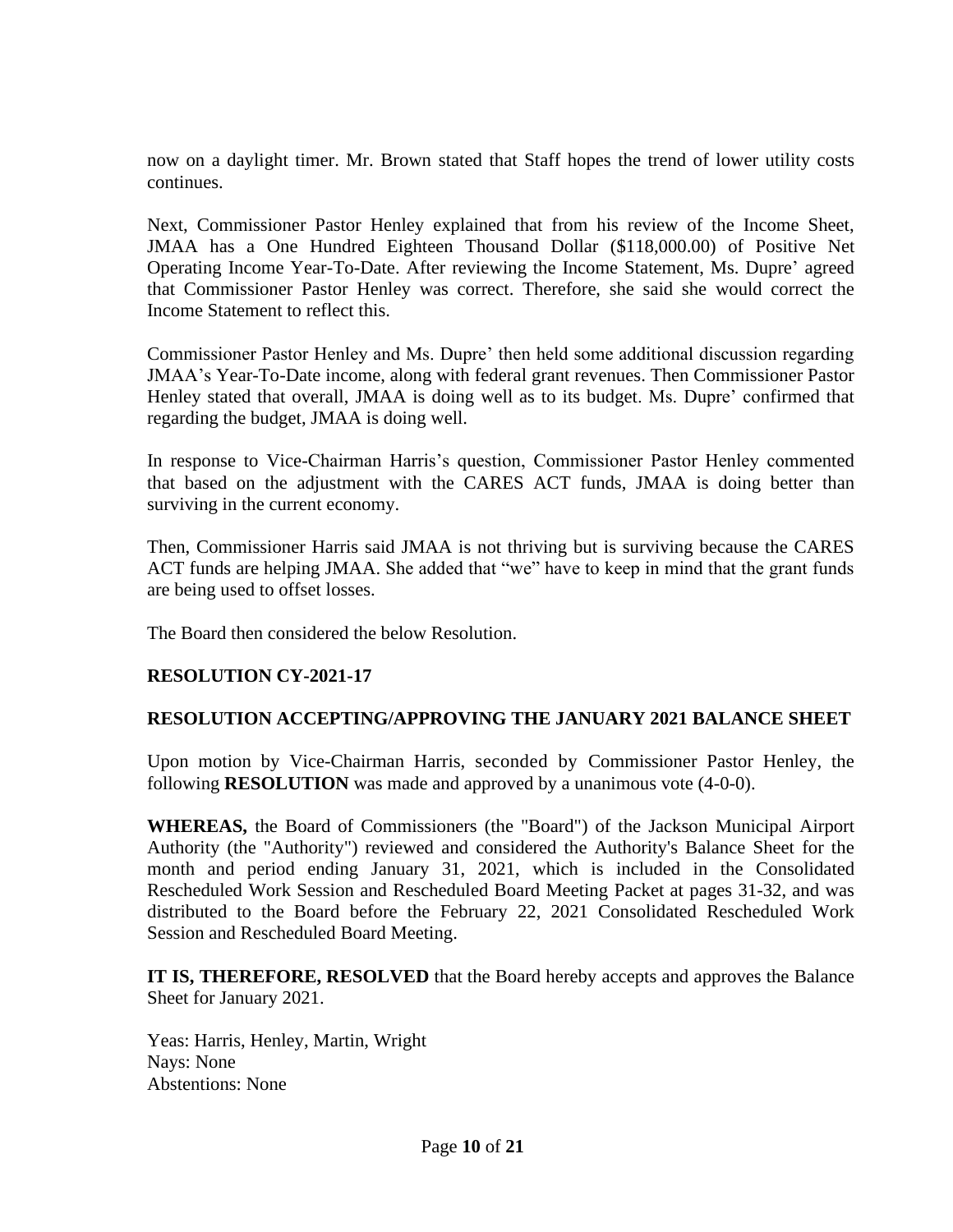now on a daylight timer. Mr. Brown stated that Staff hopes the trend of lower utility costs continues.

Next, Commissioner Pastor Henley explained that from his review of the Income Sheet, JMAA has a One Hundred Eighteen Thousand Dollar ($118,000.00) of Positive Net Operating Income Year-To-Date. After reviewing the Income Statement, Ms. Dupre' agreed that Commissioner Pastor Henley was correct. Therefore, she said she would correct the Income Statement to reflect this.

Commissioner Pastor Henley and Ms. Dupre' then held some additional discussion regarding JMAA's Year-To-Date income, along with federal grant revenues. Then Commissioner Pastor Henley stated that overall, JMAA is doing well as to its budget. Ms. Dupre' confirmed that regarding the budget, JMAA is doing well.

In response to Vice-Chairman Harris's question, Commissioner Pastor Henley commented that based on the adjustment with the CARES ACT funds, JMAA is doing better than surviving in the current economy.

Then, Commissioner Harris said JMAA is not thriving but is surviving because the CARES ACT funds are helping JMAA. She added that "we" have to keep in mind that the grant funds are being used to offset losses.

The Board then considered the below Resolution.

**RESOLUTION CY-2021-17**

**RESOLUTION ACCEPTING/APPROVING THE JANUARY 2021 BALANCE SHEET**

Upon motion by Vice-Chairman Harris, seconded by Commissioner Pastor Henley, the following **RESOLUTION** was made and approved by a unanimous vote (4-0-0).

**WHEREAS,** the Board of Commissioners (the "Board") of the Jackson Municipal Airport Authority (the "Authority") reviewed and considered the Authority's Balance Sheet for the month and period ending January 31, 2021, which is included in the Consolidated Rescheduled Work Session and Rescheduled Board Meeting Packet at pages 31-32, and was distributed to the Board before the February 22, 2021 Consolidated Rescheduled Work Session and Rescheduled Board Meeting.

**IT IS, THEREFORE, RESOLVED** that the Board hereby accepts and approves the Balance Sheet for January 2021.

Yeas: Harris, Henley, Martin, Wright
Nays: None
Abstentions: None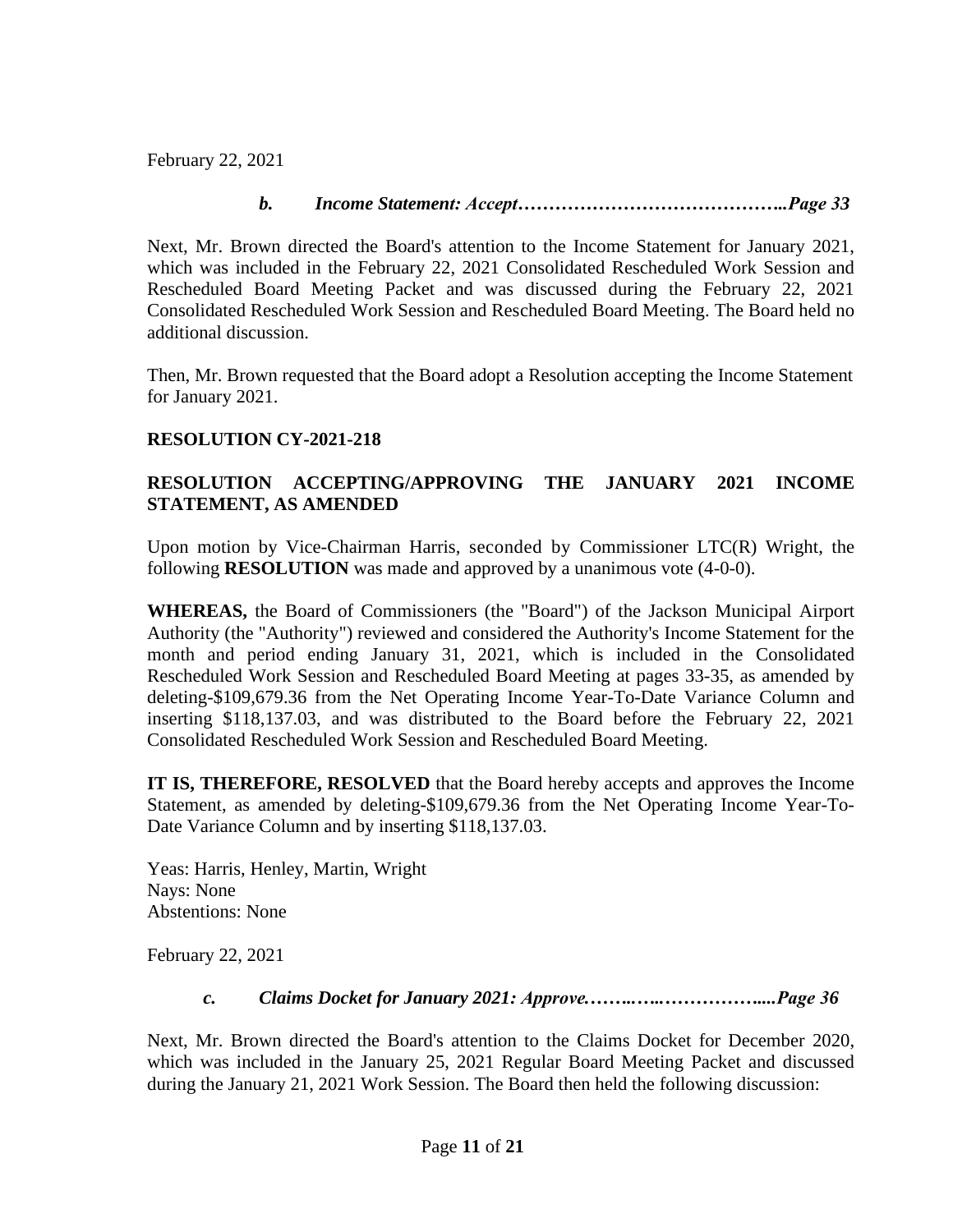February 22, 2021

***b. Income Statement: Accept……………………………………..Page 33***

Next, Mr. Brown directed the Board's attention to the Income Statement for January 2021, which was included in the February 22, 2021 Consolidated Rescheduled Work Session and Rescheduled Board Meeting Packet and was discussed during the February 22, 2021 Consolidated Rescheduled Work Session and Rescheduled Board Meeting. The Board held no additional discussion.

Then, Mr. Brown requested that the Board adopt a Resolution accepting the Income Statement for January 2021.

**RESOLUTION CY-2021-218**

**RESOLUTION ACCEPTING/APPROVING THE JANUARY 2021 INCOME STATEMENT, AS AMENDED**

Upon motion by Vice-Chairman Harris, seconded by Commissioner LTC(R) Wright, the following **RESOLUTION** was made and approved by a unanimous vote (4-0-0).

**WHEREAS,** the Board of Commissioners (the "Board") of the Jackson Municipal Airport Authority (the "Authority") reviewed and considered the Authority's Income Statement for the month and period ending January 31, 2021, which is included in the Consolidated Rescheduled Work Session and Rescheduled Board Meeting at pages 33-35, as amended by deleting-$109,679.36 from the Net Operating Income Year-To-Date Variance Column and inserting $118,137.03, and was distributed to the Board before the February 22, 2021 Consolidated Rescheduled Work Session and Rescheduled Board Meeting.

**IT IS, THEREFORE, RESOLVED** that the Board hereby accepts and approves the Income Statement, as amended by deleting-$109,679.36 from the Net Operating Income Year-To-Date Variance Column and by inserting $118,137.03.

Yeas: Harris, Henley, Martin, Wright
Nays: None
Abstentions: None

February 22, 2021

***c. Claims Docket for January 2021: Approve.……..…..……………....Page 36***

Next, Mr. Brown directed the Board's attention to the Claims Docket for December 2020, which was included in the January 25, 2021 Regular Board Meeting Packet and discussed during the January 21, 2021 Work Session. The Board then held the following discussion: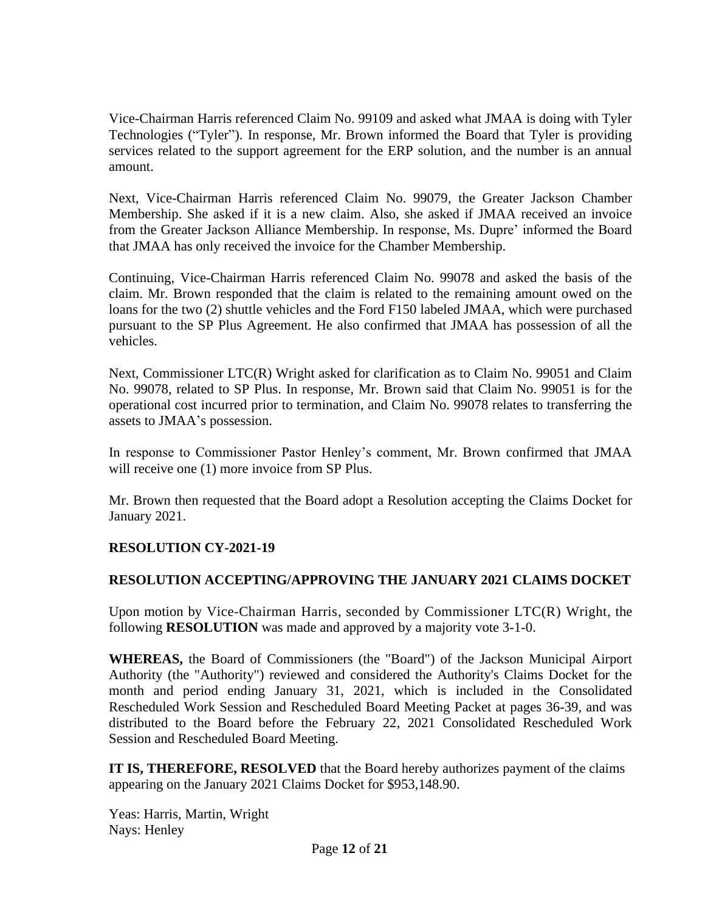Vice-Chairman Harris referenced Claim No. 99109 and asked what JMAA is doing with Tyler Technologies ("Tyler"). In response, Mr. Brown informed the Board that Tyler is providing services related to the support agreement for the ERP solution, and the number is an annual amount.

Next, Vice-Chairman Harris referenced Claim No. 99079, the Greater Jackson Chamber Membership. She asked if it is a new claim. Also, she asked if JMAA received an invoice from the Greater Jackson Alliance Membership. In response, Ms. Dupre' informed the Board that JMAA has only received the invoice for the Chamber Membership.

Continuing, Vice-Chairman Harris referenced Claim No. 99078 and asked the basis of the claim. Mr. Brown responded that the claim is related to the remaining amount owed on the loans for the two (2) shuttle vehicles and the Ford F150 labeled JMAA, which were purchased pursuant to the SP Plus Agreement. He also confirmed that JMAA has possession of all the vehicles.

Next, Commissioner LTC(R) Wright asked for clarification as to Claim No. 99051 and Claim No. 99078, related to SP Plus. In response, Mr. Brown said that Claim No. 99051 is for the operational cost incurred prior to termination, and Claim No. 99078 relates to transferring the assets to JMAA's possession.

In response to Commissioner Pastor Henley's comment, Mr. Brown confirmed that JMAA will receive one (1) more invoice from SP Plus.

Mr. Brown then requested that the Board adopt a Resolution accepting the Claims Docket for January 2021.

**RESOLUTION CY-2021-19**

**RESOLUTION ACCEPTING/APPROVING THE JANUARY 2021 CLAIMS DOCKET**

Upon motion by Vice-Chairman Harris, seconded by Commissioner LTC(R) Wright, the following **RESOLUTION** was made and approved by a majority vote 3-1-0.

**WHEREAS,** the Board of Commissioners (the "Board") of the Jackson Municipal Airport Authority (the "Authority") reviewed and considered the Authority's Claims Docket for the month and period ending January 31, 2021, which is included in the Consolidated Rescheduled Work Session and Rescheduled Board Meeting Packet at pages 36-39, and was distributed to the Board before the February 22, 2021 Consolidated Rescheduled Work Session and Rescheduled Board Meeting.

**IT IS, THEREFORE, RESOLVED** that the Board hereby authorizes payment of the claims appearing on the January 2021 Claims Docket for $953,148.90.

Yeas: Harris, Martin, Wright
Nays: Henley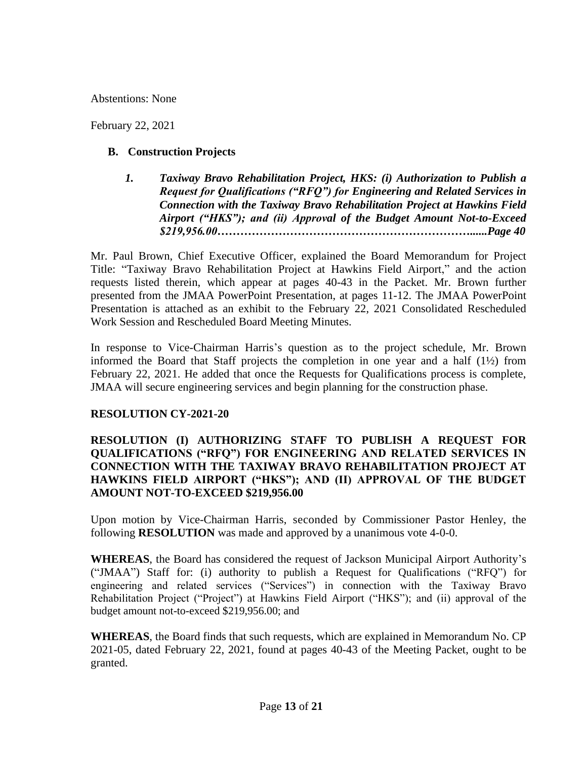Abstentions: None

February 22, 2021

**B. Construction Projects**

***1. Taxiway Bravo Rehabilitation Project, HKS: (i) Authorization to Publish a Request for Qualifications ("RFQ") for Engineering and Related Services in Connection with the Taxiway Bravo Rehabilitation Project at Hawkins Field Airport ("HKS"); and (ii) Approval of the Budget Amount Not-to-Exceed \$219,956.00…………………………………………………………......Page 40***

Mr. Paul Brown, Chief Executive Officer, explained the Board Memorandum for Project Title: "Taxiway Bravo Rehabilitation Project at Hawkins Field Airport," and the action requests listed therein, which appear at pages 40-43 in the Packet. Mr. Brown further presented from the JMAA PowerPoint Presentation, at pages 11-12. The JMAA PowerPoint Presentation is attached as an exhibit to the February 22, 2021 Consolidated Rescheduled Work Session and Rescheduled Board Meeting Minutes.

In response to Vice-Chairman Harris's question as to the project schedule, Mr. Brown informed the Board that Staff projects the completion in one year and a half (1½) from February 22, 2021. He added that once the Requests for Qualifications process is complete, JMAA will secure engineering services and begin planning for the construction phase.

**RESOLUTION CY-2021-20**

**RESOLUTION (I) AUTHORIZING STAFF TO PUBLISH A REQUEST FOR QUALIFICATIONS ("RFQ") FOR ENGINEERING AND RELATED SERVICES IN CONNECTION WITH THE TAXIWAY BRAVO REHABILITATION PROJECT AT HAWKINS FIELD AIRPORT ("HKS"); AND (II) APPROVAL OF THE BUDGET AMOUNT NOT-TO-EXCEED \$219,956.00**

Upon motion by Vice-Chairman Harris, seconded by Commissioner Pastor Henley, the following **RESOLUTION** was made and approved by a unanimous vote 4-0-0.

**WHEREAS**, the Board has considered the request of Jackson Municipal Airport Authority's ("JMAA") Staff for: (i) authority to publish a Request for Qualifications ("RFQ") for engineering and related services ("Services") in connection with the Taxiway Bravo Rehabilitation Project ("Project") at Hawkins Field Airport ("HKS"); and (ii) approval of the budget amount not-to-exceed \$219,956.00; and

**WHEREAS**, the Board finds that such requests, which are explained in Memorandum No. CP 2021-05, dated February 22, 2021, found at pages 40-43 of the Meeting Packet, ought to be granted.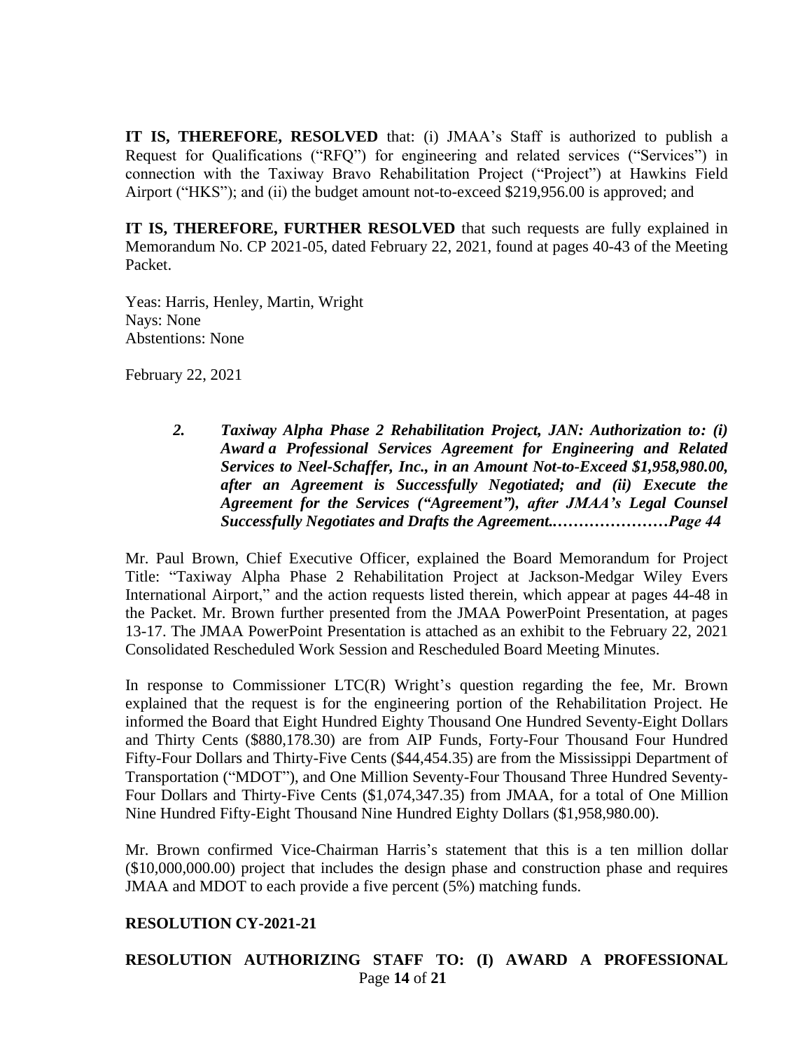**IT IS, THEREFORE, RESOLVED** that: (i) JMAA's Staff is authorized to publish a Request for Qualifications ("RFQ") for engineering and related services ("Services") in connection with the Taxiway Bravo Rehabilitation Project ("Project") at Hawkins Field Airport ("HKS"); and (ii) the budget amount not-to-exceed $219,956.00 is approved; and

**IT IS, THEREFORE, FURTHER RESOLVED** that such requests are fully explained in Memorandum No. CP 2021-05, dated February 22, 2021, found at pages 40-43 of the Meeting Packet.

Yeas: Harris, Henley, Martin, Wright
Nays: None
Abstentions: None

February 22, 2021

> ***2. Taxiway Alpha Phase 2 Rehabilitation Project, JAN: Authorization to: (i) Award a Professional Services Agreement for Engineering and Related Services to Neel-Schaffer, Inc., in an Amount Not-to-Exceed $1,958,980.00, after an Agreement is Successfully Negotiated; and (ii) Execute the Agreement for the Services ("Agreement"), after JMAA's Legal Counsel Successfully Negotiates and Drafts the Agreement.…………………Page 44***

Mr. Paul Brown, Chief Executive Officer, explained the Board Memorandum for Project Title: "Taxiway Alpha Phase 2 Rehabilitation Project at Jackson-Medgar Wiley Evers International Airport," and the action requests listed therein, which appear at pages 44-48 in the Packet. Mr. Brown further presented from the JMAA PowerPoint Presentation, at pages 13-17. The JMAA PowerPoint Presentation is attached as an exhibit to the February 22, 2021 Consolidated Rescheduled Work Session and Rescheduled Board Meeting Minutes.

In response to Commissioner LTC(R) Wright's question regarding the fee, Mr. Brown explained that the request is for the engineering portion of the Rehabilitation Project. He informed the Board that Eight Hundred Eighty Thousand One Hundred Seventy-Eight Dollars and Thirty Cents ($880,178.30) are from AIP Funds, Forty-Four Thousand Four Hundred Fifty-Four Dollars and Thirty-Five Cents ($44,454.35) are from the Mississippi Department of Transportation ("MDOT"), and One Million Seventy-Four Thousand Three Hundred Seventy-Four Dollars and Thirty-Five Cents ($1,074,347.35) from JMAA, for a total of One Million Nine Hundred Fifty-Eight Thousand Nine Hundred Eighty Dollars ($1,958,980.00).

Mr. Brown confirmed Vice-Chairman Harris's statement that this is a ten million dollar ($10,000,000.00) project that includes the design phase and construction phase and requires JMAA and MDOT to each provide a five percent (5%) matching funds.

**RESOLUTION CY-2021-21**

**RESOLUTION AUTHORIZING STAFF TO: (I) AWARD A PROFESSIONAL**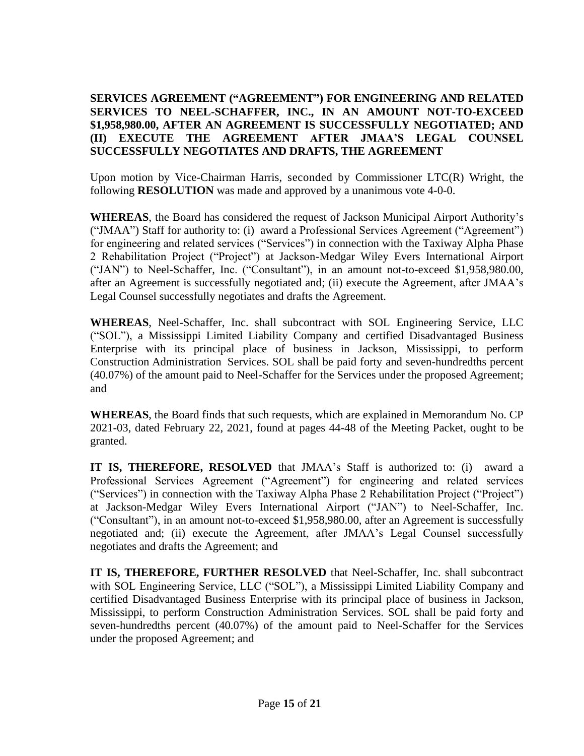**SERVICES AGREEMENT ("AGREEMENT") FOR ENGINEERING AND RELATED SERVICES TO NEEL-SCHAFFER, INC., IN AN AMOUNT NOT-TO-EXCEED $1,958,980.00, AFTER AN AGREEMENT IS SUCCESSFULLY NEGOTIATED; AND (II) EXECUTE THE AGREEMENT AFTER JMAA'S LEGAL COUNSEL SUCCESSFULLY NEGOTIATES AND DRAFTS, THE AGREEMENT**

Upon motion by Vice-Chairman Harris, seconded by Commissioner LTC(R) Wright, the following **RESOLUTION** was made and approved by a unanimous vote 4-0-0.

**WHEREAS**, the Board has considered the request of Jackson Municipal Airport Authority's ("JMAA") Staff for authority to: (i) award a Professional Services Agreement ("Agreement") for engineering and related services ("Services") in connection with the Taxiway Alpha Phase 2 Rehabilitation Project ("Project") at Jackson-Medgar Wiley Evers International Airport ("JAN") to Neel-Schaffer, Inc. ("Consultant"), in an amount not-to-exceed $1,958,980.00, after an Agreement is successfully negotiated and; (ii) execute the Agreement, after JMAA's Legal Counsel successfully negotiates and drafts the Agreement.

**WHEREAS**, Neel-Schaffer, Inc. shall subcontract with SOL Engineering Service, LLC ("SOL"), a Mississippi Limited Liability Company and certified Disadvantaged Business Enterprise with its principal place of business in Jackson, Mississippi, to perform Construction Administration Services. SOL shall be paid forty and seven-hundredths percent (40.07%) of the amount paid to Neel-Schaffer for the Services under the proposed Agreement; and

**WHEREAS**, the Board finds that such requests, which are explained in Memorandum No. CP 2021-03, dated February 22, 2021, found at pages 44-48 of the Meeting Packet, ought to be granted.

**IT IS, THEREFORE, RESOLVED** that JMAA's Staff is authorized to: (i) award a Professional Services Agreement ("Agreement") for engineering and related services ("Services") in connection with the Taxiway Alpha Phase 2 Rehabilitation Project ("Project") at Jackson-Medgar Wiley Evers International Airport ("JAN") to Neel-Schaffer, Inc. ("Consultant"), in an amount not-to-exceed $1,958,980.00, after an Agreement is successfully negotiated and; (ii) execute the Agreement, after JMAA's Legal Counsel successfully negotiates and drafts the Agreement; and

**IT IS, THEREFORE, FURTHER RESOLVED** that Neel-Schaffer, Inc. shall subcontract with SOL Engineering Service, LLC ("SOL"), a Mississippi Limited Liability Company and certified Disadvantaged Business Enterprise with its principal place of business in Jackson, Mississippi, to perform Construction Administration Services. SOL shall be paid forty and seven-hundredths percent (40.07%) of the amount paid to Neel-Schaffer for the Services under the proposed Agreement; and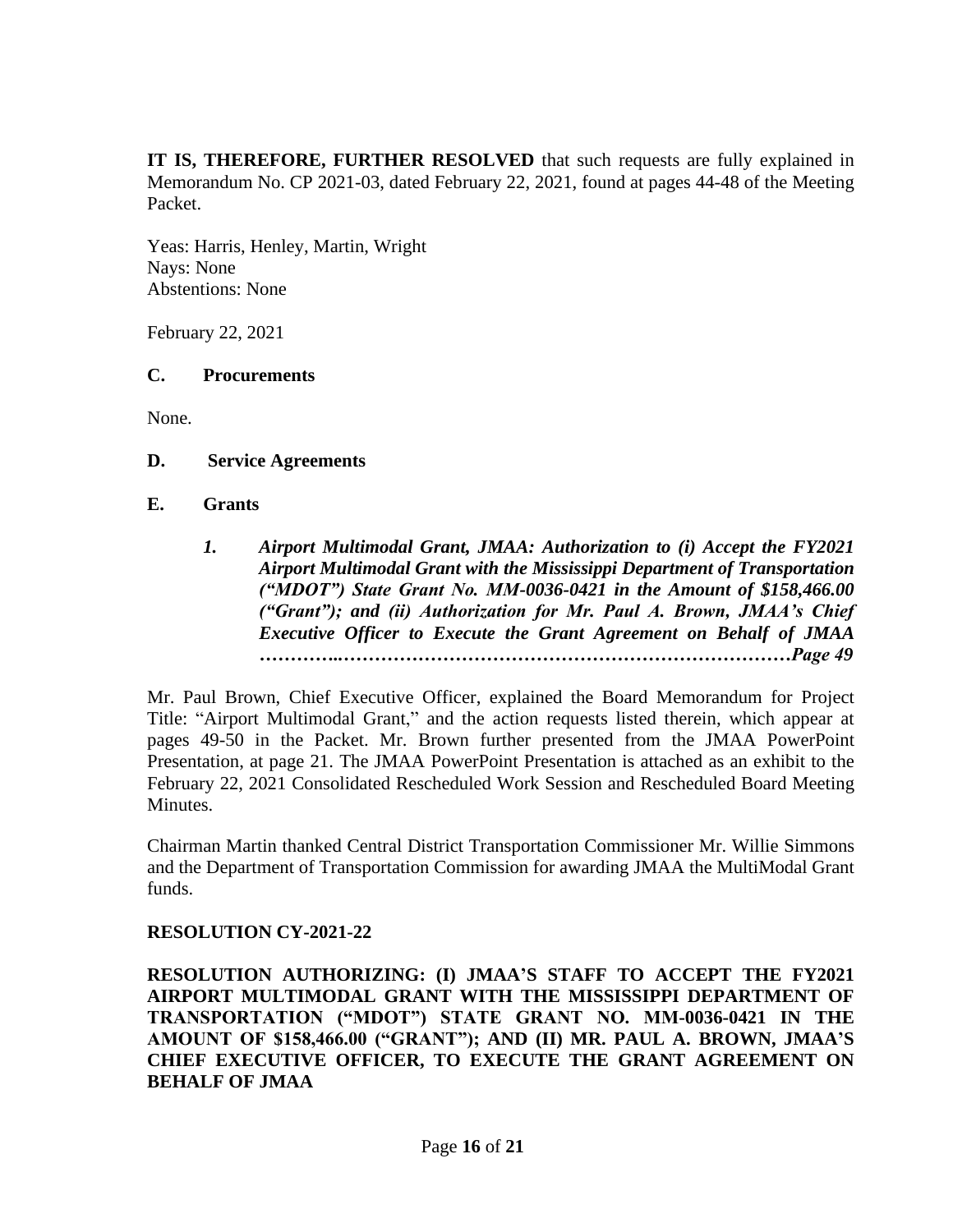**IT IS, THEREFORE, FURTHER RESOLVED** that such requests are fully explained in Memorandum No. CP 2021-03, dated February 22, 2021, found at pages 44-48 of the Meeting Packet.

Yeas: Harris, Henley, Martin, Wright
Nays: None
Abstentions: None

February 22, 2021

**C. Procurements**

None.

**D. Service Agreements**

**E. Grants**

> ***1. Airport Multimodal Grant, JMAA: Authorization to (i) Accept the FY2021 Airport Multimodal Grant with the Mississippi Department of Transportation ("MDOT") State Grant No. MM-0036-0421 in the Amount of $158,466.00 ("Grant"); and (ii) Authorization for Mr. Paul A. Brown, JMAA's Chief Executive Officer to Execute the Grant Agreement on Behalf of JMAA ………..……………………………………………………………Page 49***

Mr. Paul Brown, Chief Executive Officer, explained the Board Memorandum for Project Title: "Airport Multimodal Grant," and the action requests listed therein, which appear at pages 49-50 in the Packet. Mr. Brown further presented from the JMAA PowerPoint Presentation, at page 21. The JMAA PowerPoint Presentation is attached as an exhibit to the February 22, 2021 Consolidated Rescheduled Work Session and Rescheduled Board Meeting Minutes.

Chairman Martin thanked Central District Transportation Commissioner Mr. Willie Simmons and the Department of Transportation Commission for awarding JMAA the MultiModal Grant funds.

**RESOLUTION CY-2021-22**

**RESOLUTION AUTHORIZING: (I) JMAA'S STAFF TO ACCEPT THE FY2021 AIRPORT MULTIMODAL GRANT WITH THE MISSISSIPPI DEPARTMENT OF TRANSPORTATION ("MDOT") STATE GRANT NO. MM-0036-0421 IN THE AMOUNT OF $158,466.00 ("GRANT"); AND (II) MR. PAUL A. BROWN, JMAA'S CHIEF EXECUTIVE OFFICER, TO EXECUTE THE GRANT AGREEMENT ON BEHALF OF JMAA**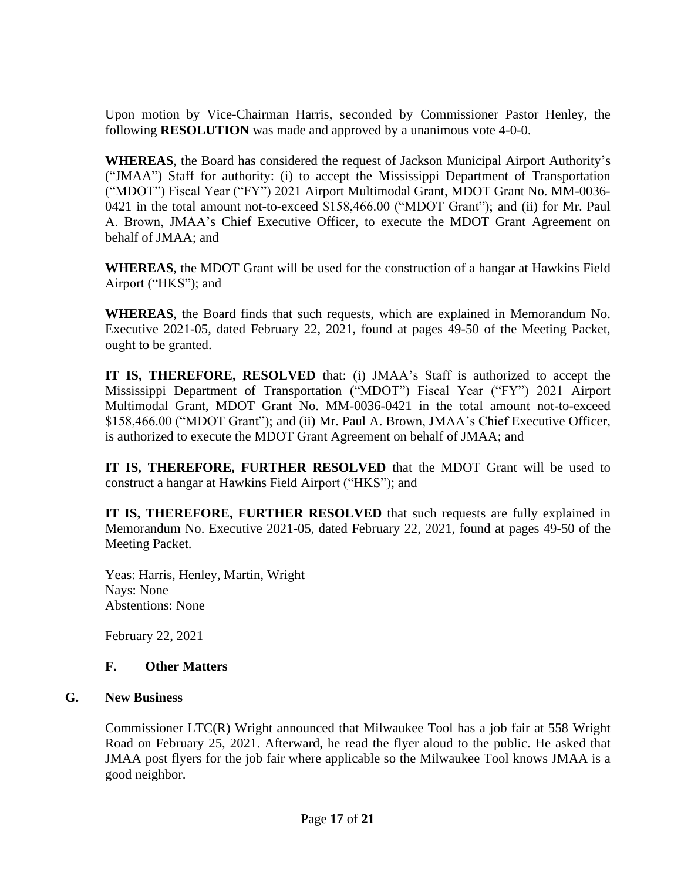Upon motion by Vice-Chairman Harris, seconded by Commissioner Pastor Henley, the following **RESOLUTION** was made and approved by a unanimous vote 4-0-0.

**WHEREAS**, the Board has considered the request of Jackson Municipal Airport Authority's ("JMAA") Staff for authority: (i) to accept the Mississippi Department of Transportation ("MDOT") Fiscal Year ("FY") 2021 Airport Multimodal Grant, MDOT Grant No. MM-0036-0421 in the total amount not-to-exceed $158,466.00 ("MDOT Grant"); and (ii) for Mr. Paul A. Brown, JMAA's Chief Executive Officer, to execute the MDOT Grant Agreement on behalf of JMAA; and

**WHEREAS**, the MDOT Grant will be used for the construction of a hangar at Hawkins Field Airport ("HKS"); and

**WHEREAS**, the Board finds that such requests, which are explained in Memorandum No. Executive 2021-05, dated February 22, 2021, found at pages 49-50 of the Meeting Packet, ought to be granted.

**IT IS, THEREFORE, RESOLVED** that: (i) JMAA's Staff is authorized to accept the Mississippi Department of Transportation ("MDOT") Fiscal Year ("FY") 2021 Airport Multimodal Grant, MDOT Grant No. MM-0036-0421 in the total amount not-to-exceed $158,466.00 ("MDOT Grant"); and (ii) Mr. Paul A. Brown, JMAA's Chief Executive Officer, is authorized to execute the MDOT Grant Agreement on behalf of JMAA; and

**IT IS, THEREFORE, FURTHER RESOLVED** that the MDOT Grant will be used to construct a hangar at Hawkins Field Airport ("HKS"); and

**IT IS, THEREFORE, FURTHER RESOLVED** that such requests are fully explained in Memorandum No. Executive 2021-05, dated February 22, 2021, found at pages 49-50 of the Meeting Packet.

Yeas: Harris, Henley, Martin, Wright
Nays: None
Abstentions: None

February 22, 2021

### F. Other Matters

## G. New Business

Commissioner LTC(R) Wright announced that Milwaukee Tool has a job fair at 558 Wright Road on February 25, 2021. Afterward, he read the flyer aloud to the public. He asked that JMAA post flyers for the job fair where applicable so the Milwaukee Tool knows JMAA is a good neighbor.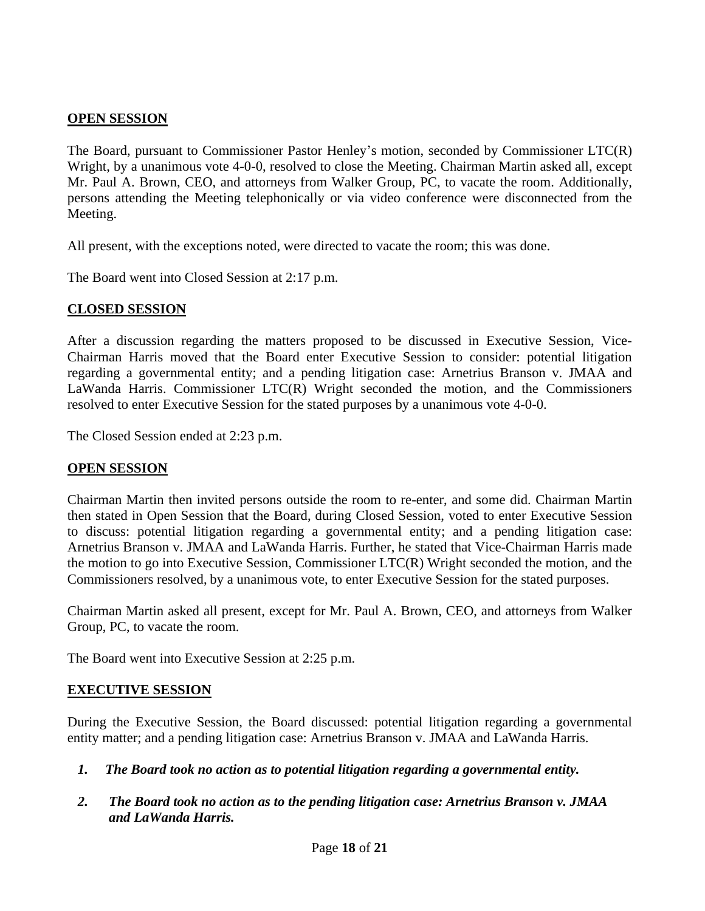**OPEN SESSION**

The Board, pursuant to Commissioner Pastor Henley's motion, seconded by Commissioner LTC(R) Wright, by a unanimous vote 4-0-0, resolved to close the Meeting. Chairman Martin asked all, except Mr. Paul A. Brown, CEO, and attorneys from Walker Group, PC, to vacate the room. Additionally, persons attending the Meeting telephonically or via video conference were disconnected from the Meeting.

All present, with the exceptions noted, were directed to vacate the room; this was done.

The Board went into Closed Session at 2:17 p.m.

**CLOSED SESSION**

After a discussion regarding the matters proposed to be discussed in Executive Session, Vice-Chairman Harris moved that the Board enter Executive Session to consider: potential litigation regarding a governmental entity; and a pending litigation case: Arnetrius Branson v. JMAA and LaWanda Harris. Commissioner LTC(R) Wright seconded the motion, and the Commissioners resolved to enter Executive Session for the stated purposes by a unanimous vote 4-0-0.

The Closed Session ended at 2:23 p.m.

**OPEN SESSION**

Chairman Martin then invited persons outside the room to re-enter, and some did. Chairman Martin then stated in Open Session that the Board, during Closed Session, voted to enter Executive Session to discuss: potential litigation regarding a governmental entity; and a pending litigation case: Arnetrius Branson v. JMAA and LaWanda Harris. Further, he stated that Vice-Chairman Harris made the motion to go into Executive Session, Commissioner LTC(R) Wright seconded the motion, and the Commissioners resolved, by a unanimous vote, to enter Executive Session for the stated purposes.

Chairman Martin asked all present, except for Mr. Paul A. Brown, CEO, and attorneys from Walker Group, PC, to vacate the room.

The Board went into Executive Session at 2:25 p.m.

**EXECUTIVE SESSION**

During the Executive Session, the Board discussed: potential litigation regarding a governmental entity matter; and a pending litigation case: Arnetrius Branson v. JMAA and LaWanda Harris.

1. ***The Board took no action as to potential litigation regarding a governmental entity.***

2. ***The Board took no action as to the pending litigation case: Arnetrius Branson v. JMAA and LaWanda Harris.***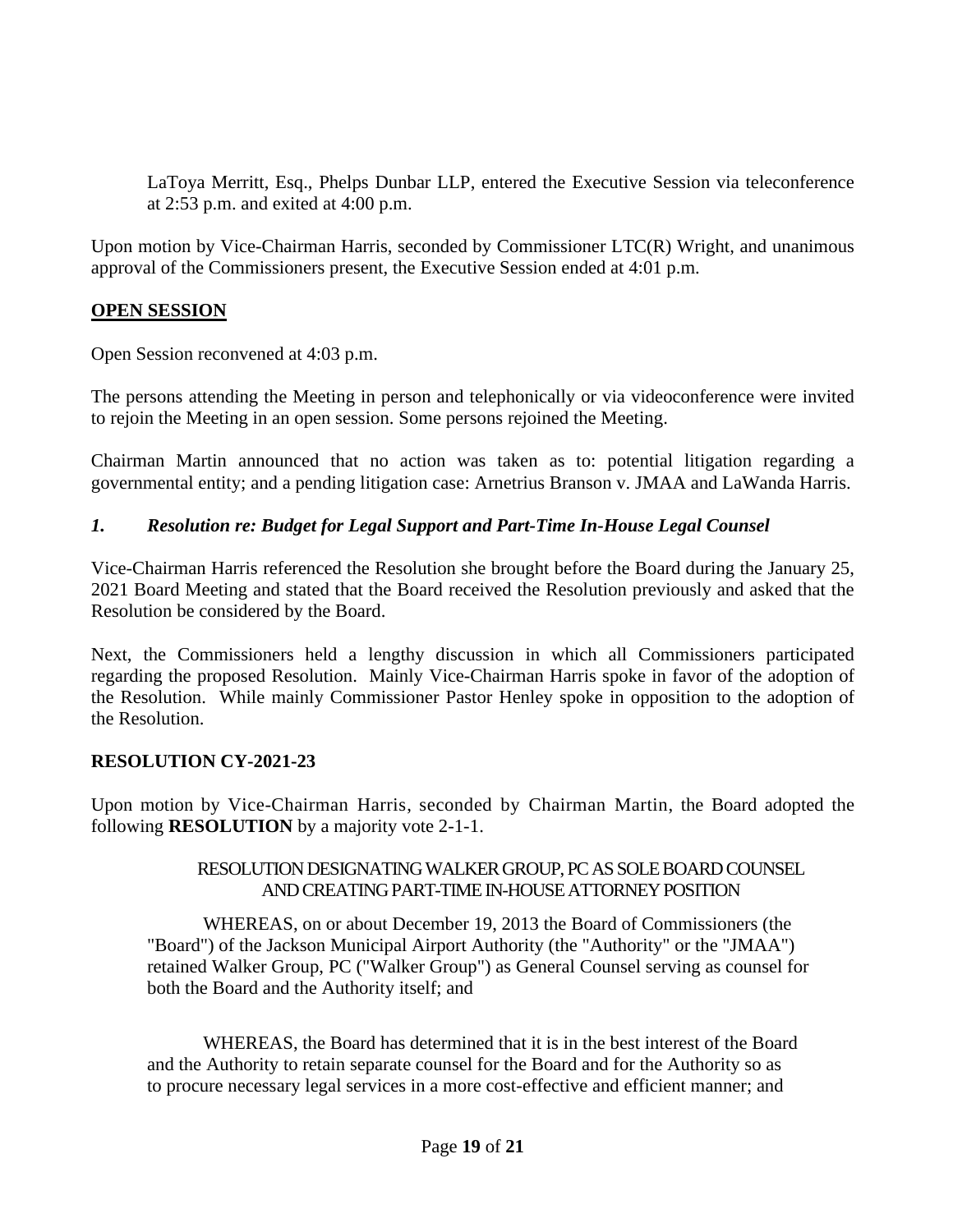LaToya Merritt, Esq., Phelps Dunbar LLP, entered the Executive Session via teleconference at 2:53 p.m. and exited at 4:00 p.m.

Upon motion by Vice-Chairman Harris, seconded by Commissioner LTC(R) Wright, and unanimous approval of the Commissioners present, the Executive Session ended at 4:01 p.m.

## OPEN SESSION

Open Session reconvened at 4:03 p.m.

The persons attending the Meeting in person and telephonically or via videoconference were invited to rejoin the Meeting in an open session. Some persons rejoined the Meeting.

Chairman Martin announced that no action was taken as to: potential litigation regarding a governmental entity; and a pending litigation case: Arnetrius Branson v. JMAA and LaWanda Harris.

### *1. Resolution re: Budget for Legal Support and Part-Time In-House Legal Counsel*

Vice-Chairman Harris referenced the Resolution she brought before the Board during the January 25, 2021 Board Meeting and stated that the Board received the Resolution previously and asked that the Resolution be considered by the Board.

Next, the Commissioners held a lengthy discussion in which all Commissioners participated regarding the proposed Resolution. Mainly Vice-Chairman Harris spoke in favor of the adoption of the Resolution. While mainly Commissioner Pastor Henley spoke in opposition to the adoption of the Resolution.

## RESOLUTION CY-2021-23

Upon motion by Vice-Chairman Harris, seconded by Chairman Martin, the Board adopted the following **RESOLUTION** by a majority vote 2-1-1.

RESOLUTION DESIGNATING WALKER GROUP, PC AS SOLE BOARD COUNSEL AND CREATING PART-TIME IN-HOUSE ATTORNEY POSITION

WHEREAS, on or about December 19, 2013 the Board of Commissioners (the "Board") of the Jackson Municipal Airport Authority (the "Authority" or the "JMAA") retained Walker Group, PC ("Walker Group") as General Counsel serving as counsel for both the Board and the Authority itself; and

WHEREAS, the Board has determined that it is in the best interest of the Board and the Authority to retain separate counsel for the Board and for the Authority so as to procure necessary legal services in a more cost-effective and efficient manner; and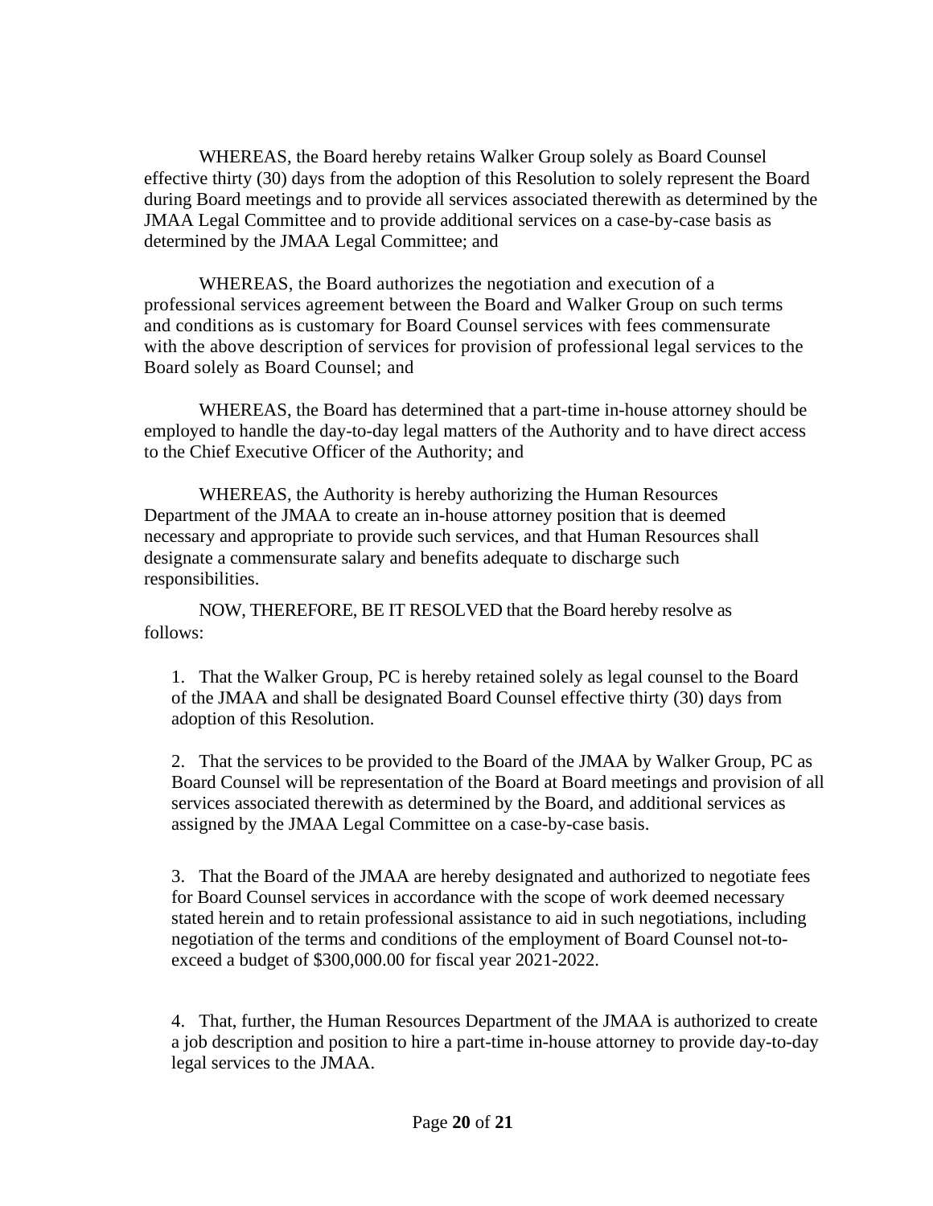WHEREAS, the Board hereby retains Walker Group solely as Board Counsel effective thirty (30) days from the adoption of this Resolution to solely represent the Board during Board meetings and to provide all services associated therewith as determined by the JMAA Legal Committee and to provide additional services on a case-by-case basis as determined by the JMAA Legal Committee; and

WHEREAS, the Board authorizes the negotiation and execution of a professional services agreement between the Board and Walker Group on such terms and conditions as is customary for Board Counsel services with fees commensurate with the above description of services for provision of professional legal services to the Board solely as Board Counsel; and

WHEREAS, the Board has determined that a part-time in-house attorney should be employed to handle the day-to-day legal matters of the Authority and to have direct access to the Chief Executive Officer of the Authority; and

WHEREAS, the Authority is hereby authorizing the Human Resources Department of the JMAA to create an in-house attorney position that is deemed necessary and appropriate to provide such services, and that Human Resources shall designate a commensurate salary and benefits adequate to discharge such responsibilities.

NOW, THEREFORE, BE IT RESOLVED that the Board hereby resolve as follows:

1. That the Walker Group, PC is hereby retained solely as legal counsel to the Board of the JMAA and shall be designated Board Counsel effective thirty (30) days from adoption of this Resolution.

2. That the services to be provided to the Board of the JMAA by Walker Group, PC as Board Counsel will be representation of the Board at Board meetings and provision of all services associated therewith as determined by the Board, and additional services as assigned by the JMAA Legal Committee on a case-by-case basis.

3. That the Board of the JMAA are hereby designated and authorized to negotiate fees for Board Counsel services in accordance with the scope of work deemed necessary stated herein and to retain professional assistance to aid in such negotiations, including negotiation of the terms and conditions of the employment of Board Counsel not-to-exceed a budget of $300,000.00 for fiscal year 2021-2022.

4. That, further, the Human Resources Department of the JMAA is authorized to create a job description and position to hire a part-time in-house attorney to provide day-to-day legal services to the JMAA.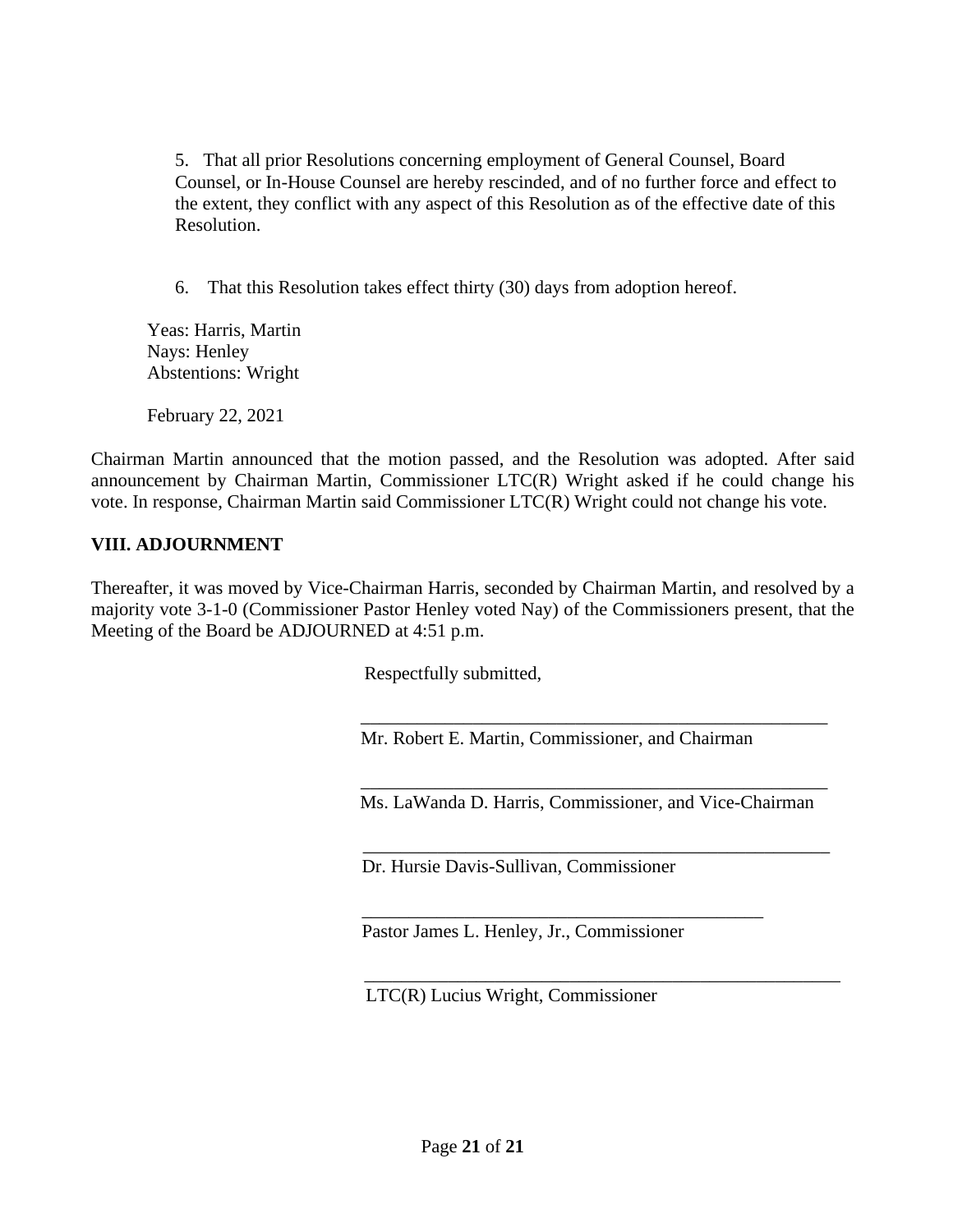5. That all prior Resolutions concerning employment of General Counsel, Board Counsel, or In-House Counsel are hereby rescinded, and of no further force and effect to the extent, they conflict with any aspect of this Resolution as of the effective date of this Resolution.

6. That this Resolution takes effect thirty (30) days from adoption hereof.

Yeas: Harris, Martin
Nays: Henley
Abstentions: Wright

February 22, 2021

Chairman Martin announced that the motion passed, and the Resolution was adopted. After said announcement by Chairman Martin, Commissioner LTC(R) Wright asked if he could change his vote. In response, Chairman Martin said Commissioner LTC(R) Wright could not change his vote.

**VIII. ADJOURNMENT**

Thereafter, it was moved by Vice-Chairman Harris, seconded by Chairman Martin, and resolved by a majority vote 3-1-0 (Commissioner Pastor Henley voted Nay) of the Commissioners present, that the Meeting of the Board be ADJOURNED at 4:51 p.m.

Respectfully submitted,

\_\_\_\_\_\_\_\_\_\_\_\_\_\_\_\_\_\_\_\_\_\_\_\_\_\_\_\_\_\_\_\_\_\_\_\_\_\_\_\_\_\_\_\_\_\_\_\_
Mr. Robert E. Martin, Commissioner, and Chairman

\_\_\_\_\_\_\_\_\_\_\_\_\_\_\_\_\_\_\_\_\_\_\_\_\_\_\_\_\_\_\_\_\_\_\_\_\_\_\_\_\_\_\_\_\_\_\_\_
Ms. LaWanda D. Harris, Commissioner, and Vice-Chairman

\_\_\_\_\_\_\_\_\_\_\_\_\_\_\_\_\_\_\_\_\_\_\_\_\_\_\_\_\_\_\_\_\_\_\_\_\_\_\_\_\_\_\_\_\_\_\_\_
Dr. Hursie Davis-Sullivan, Commissioner

\_\_\_\_\_\_\_\_\_\_\_\_\_\_\_\_\_\_\_\_\_\_\_\_\_\_\_\_\_\_\_\_\_\_\_\_\_\_\_\_\_\_\_\_\_\_\_\_
Pastor James L. Henley, Jr., Commissioner

\_\_\_\_\_\_\_\_\_\_\_\_\_\_\_\_\_\_\_\_\_\_\_\_\_\_\_\_\_\_\_\_\_\_\_\_\_\_\_\_\_\_\_\_\_\_\_\_
LTC(R) Lucius Wright, Commissioner